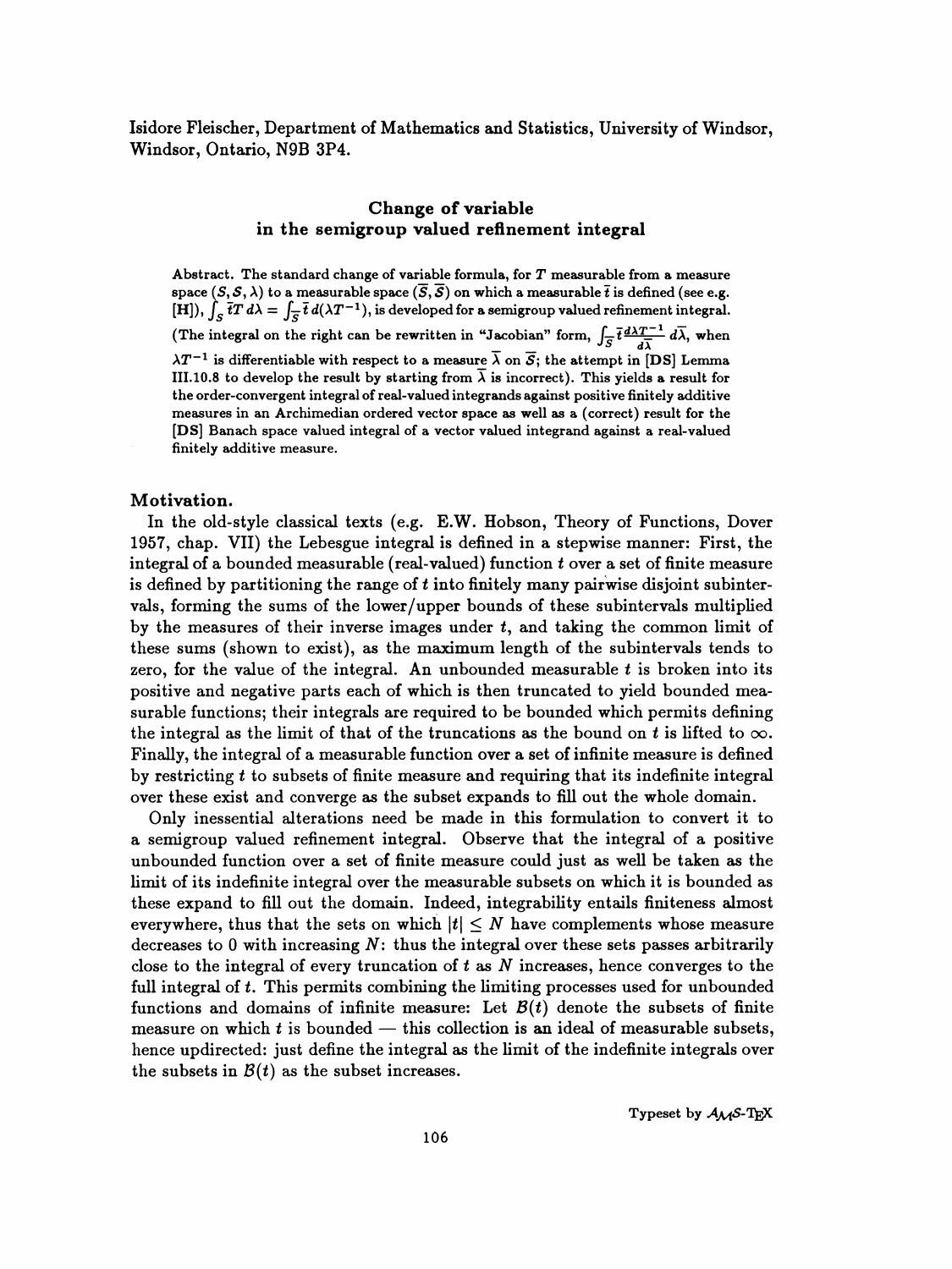Isidore Fleischer, Department of Mathematics and Statistics, University of Windsor, Windsor, Ontario, N9B 3P4.

## Change of variable in the semigroup valued refinement integral

Abstract. The standard change of variable formula, for $T$ measurable from a measure space $(S, \mathcal{S}, \lambda)$ to a measurable space $(\overline{S}, \overline{\mathcal{S}})$ on which a measurable $\overline{t}$ is defined (see e.g. [H]), $\int_S \overline{t}T\, d\lambda = \int_{\overline{S}} \overline{t}\, d(\lambda T^{-1})$, is developed for a semigroup valued refinement integral. (The integral on the right can be rewritten in "Jacobian" form, $\int_{\overline{S}} \overline{t} \frac{d\lambda T^{-1}}{d\overline{\lambda}}\, d\overline{\lambda}$, when $\lambda T^{-1}$ is differentiable with respect to a measure $\overline{\lambda}$ on $\overline{S}$; the attempt in [DS] Lemma III.10.8 to develop the result by starting from $\overline{\lambda}$ is incorrect). This yields a result for the order-convergent integral of real-valued integrands against positive finitely additive measures in an Archimedian ordered vector space as well as a (correct) result for the [DS] Banach space valued integral of a vector valued integrand against a real-valued finitely additive measure.

### Motivation.

In the old-style classical texts (e.g. E.W. Hobson, Theory of Functions, Dover 1957, chap. VII) the Lebesgue integral is defined in a stepwise manner: First, the integral of a bounded measurable (real-valued) function $t$ over a set of finite measure is defined by partitioning the range of $t$ into finitely many pairwise disjoint subintervals, forming the sums of the lower/upper bounds of these subintervals multiplied by the measures of their inverse images under $t$, and taking the common limit of these sums (shown to exist), as the maximum length of the subintervals tends to zero, for the value of the integral. An unbounded measurable $t$ is broken into its positive and negative parts each of which is then truncated to yield bounded measurable functions; their integrals are required to be bounded which permits defining the integral as the limit of that of the truncations as the bound on $t$ is lifted to $\infty$. Finally, the integral of a measurable function over a set of infinite measure is defined by restricting $t$ to subsets of finite measure and requiring that its indefinite integral over these exist and converge as the subset expands to fill out the whole domain.

Only inessential alterations need be made in this formulation to convert it to a semigroup valued refinement integral. Observe that the integral of a positive unbounded function over a set of finite measure could just as well be taken as the limit of its indefinite integral over the measurable subsets on which it is bounded as these expand to fill out the domain. Indeed, integrability entails finiteness almost everywhere, thus that the sets on which $|t| \le N$ have complements whose measure decreases to 0 with increasing $N$: thus the integral over these sets passes arbitrarily close to the integral of every truncation of $t$ as $N$ increases, hence converges to the full integral of $t$. This permits combining the limiting processes used for unbounded functions and domains of infinite measure: Let $\mathcal{B}(t)$ denote the subsets of finite measure on which $t$ is bounded — this collection is an ideal of measurable subsets, hence updirected: just define the integral as the limit of the indefinite integrals over the subsets in $\mathcal{B}(t)$ as the subset increases.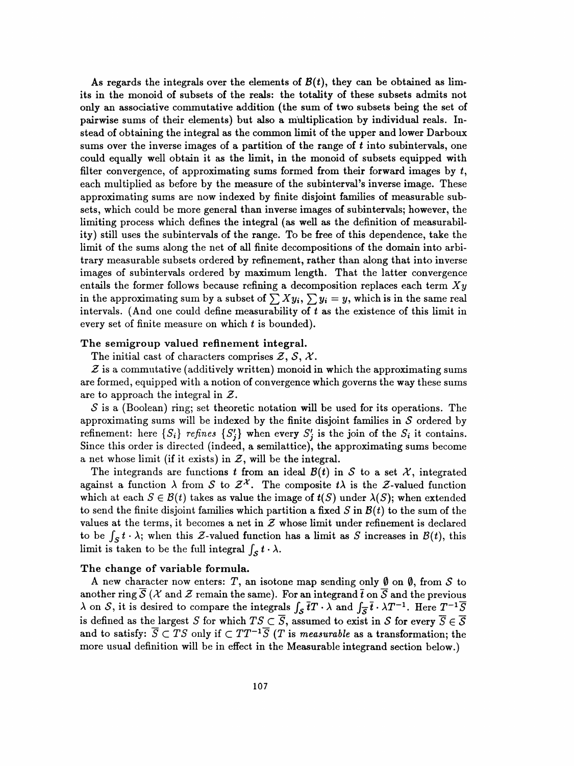As regards the integrals over the elements of $\mathcal{B}(t)$, they can be obtained as limits in the monoid of subsets of the reals: the totality of these subsets admits not only an associative commutative addition (the sum of two subsets being the set of pairwise sums of their elements) but also a multiplication by individual reals. Instead of obtaining the integral as the common limit of the upper and lower Darboux sums over the inverse images of a partition of the range of $t$ into subintervals, one could equally well obtain it as the limit, in the monoid of subsets equipped with filter convergence, of approximating sums formed from their forward images by $t$, each multiplied as before by the measure of the subinterval's inverse image. These approximating sums are now indexed by finite disjoint families of measurable subsets, which could be more general than inverse images of subintervals; however, the limiting process which defines the integral (as well as the definition of measurability) still uses the subintervals of the range. To be free of this dependence, take the limit of the sums along the net of all finite decompositions of the domain into arbitrary measurable subsets ordered by refinement, rather than along that into inverse images of subintervals ordered by maximum length. That the latter convergence entails the former follows because refining a decomposition replaces each term $Xy$ in the approximating sum by a subset of $\sum Xy_i$, $\sum y_i = y$, which is in the same real intervals. (And one could define measurability of $t$ as the existence of this limit in every set of finite measure on which $t$ is bounded).

### The semigroup valued refinement integral.

The initial cast of characters comprises $\mathcal{Z}$, $\mathcal{S}$, $\mathcal{X}$.

$\mathcal{Z}$ is a commutative (additively written) monoid in which the approximating sums are formed, equipped with a notion of convergence which governs the way these sums are to approach the integral in $\mathcal{Z}$.

$\mathcal{S}$ is a (Boolean) ring; set theoretic notation will be used for its operations. The approximating sums will be indexed by the finite disjoint families in $\mathcal{S}$ ordered by refinement: here $\{S_i\}$ *refines* $\{S'_j\}$ when every $S'_j$ is the join of the $S_i$ it contains. Since this order is directed (indeed, a semilattice), the approximating sums become a net whose limit (if it exists) in $\mathcal{Z}$, will be the integral.

The integrands are functions $t$ from an ideal $\mathcal{B}(t)$ in $\mathcal{S}$ to a set $\mathcal{X}$, integrated against a function $\lambda$ from $\mathcal{S}$ to $\mathcal{Z}^{\mathcal{X}}$. The composite $t\lambda$ is the $\mathcal{Z}$-valued function which at each $S \in \mathcal{B}(t)$ takes as value the image of $t(S)$ under $\lambda(S)$; when extended to send the finite disjoint families which partition a fixed $S$ in $\mathcal{B}(t)$ to the sum of the values at the terms, it becomes a net in $\mathcal{Z}$ whose limit under refinement is declared to be $\int_S t \cdot \lambda$; when this $\mathcal{Z}$-valued function has a limit as $S$ increases in $\mathcal{B}(t)$, this limit is taken to be the full integral $\int_{\mathcal{S}} t \cdot \lambda$.

### The change of variable formula.

A new character now enters: $T$, an isotone map sending only $\emptyset$ on $\emptyset$, from $\mathcal{S}$ to another ring $\overline{\mathcal{S}}$ ($\mathcal{X}$ and $\mathcal{Z}$ remain the same). For an integrand $\bar{t}$ on $\overline{\mathcal{S}}$ and the previous $\lambda$ on $\mathcal{S}$, it is desired to compare the integrals $\int_{\mathcal{S}} \bar{t}T \cdot \lambda$ and $\int_{\overline{\mathcal{S}}} \bar{t} \cdot \lambda T^{-1}$. Here $T^{-1}\overline{S}$ is defined as the largest $S$ for which $TS \subset \overline{S}$, assumed to exist in $\mathcal{S}$ for every $\overline{S} \in \overline{\mathcal{S}}$ and to satisfy: $\overline{S} \subset TS$ only if $\subset TT^{-1}\overline{S}$ ($T$ is *measurable* as a transformation; the more usual definition will be in effect in the Measurable integrand section below.)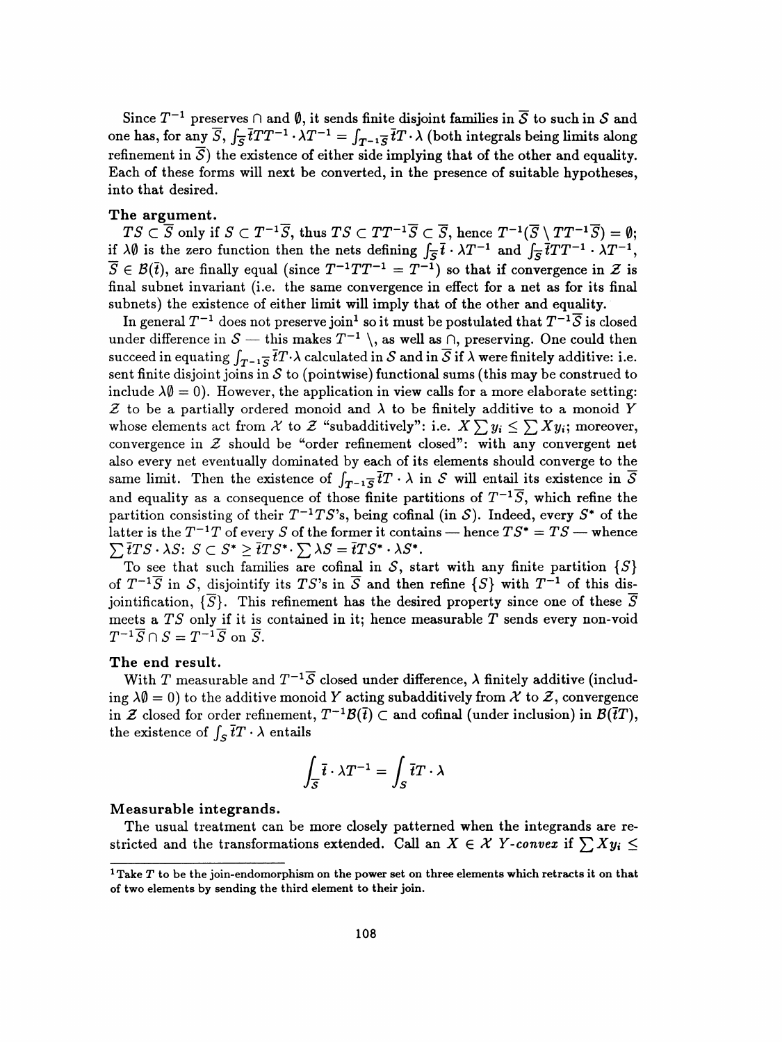Since $T^{-1}$ preserves $\cap$ and $\emptyset$, it sends finite disjoint families in $\overline{\mathcal{S}}$ to such in $\mathcal{S}$ and one has, for any $\overline{S}$, $\int_{\overline{S}} \bar{t}TT^{-1} \cdot \lambda T^{-1} = \int_{T^{-1}\overline{S}} \bar{t}T \cdot \lambda$ (both integrals being limits along refinement in $\overline{S}$) the existence of either side implying that of the other and equality. Each of these forms will next be converted, in the presence of suitable hypotheses, into that desired.

### The argument.

$TS \subset \overline{S}$ only if $S \subset T^{-1}\overline{S}$, thus $TS \subset TT^{-1}\overline{S} \subset \overline{S}$, hence $T^{-1}(\overline{S} \setminus TT^{-1}\overline{S}) = \emptyset$; if $\lambda\emptyset$ is the zero function then the nets defining $\int_{\overline{S}} \bar{t} \cdot \lambda T^{-1}$ and $\int_{\overline{S}} \bar{t}TT^{-1} \cdot \lambda T^{-1}$, $\overline{S} \in \mathcal{B}(\bar{t})$, are finally equal (since $T^{-1}TT^{-1} = T^{-1}$) so that if convergence in $\mathcal{Z}$ is final subnet invariant (i.e. the same convergence in effect for a net as for its final subnets) the existence of either limit will imply that of the other and equality.

In general $T^{-1}$ does not preserve join[1] so it must be postulated that $T^{-1}\overline{\mathcal{S}}$ is closed under difference in $\mathcal{S}$ — this makes $T^{-1}$ $\setminus$, as well as $\cap$, preserving. One could then succeed in equating $\int_{T^{-1}\overline{S}} \bar{t}T \cdot \lambda$ calculated in $\mathcal{S}$ and in $\overline{\mathcal{S}}$ if $\lambda$ were finitely additive: i.e. sent finite disjoint joins in $\mathcal{S}$ to (pointwise) functional sums (this may be construed to include $\lambda\emptyset = 0$). However, the application in view calls for a more elaborate setting: $\mathcal{Z}$ to be a partially ordered monoid and $\lambda$ to be finitely additive to a monoid $Y$ whose elements act from $\mathcal{X}$ to $\mathcal{Z}$ "subadditively": i.e. $X \sum y_i \leq \sum X y_i$; moreover, convergence in $\mathcal{Z}$ should be "order refinement closed": with any convergent net also every net eventually dominated by each of its elements should converge to the same limit. Then the existence of $\int_{T^{-1}\overline{S}} \bar{t}T \cdot \lambda$ in $\mathcal{S}$ will entail its existence in $\overline{\mathcal{S}}$ and equality as a consequence of those finite partitions of $T^{-1}\overline{S}$, which refine the partition consisting of their $T^{-1}TS$'s, being cofinal (in $\mathcal{S}$). Indeed, every $S^*$ of the latter is the $T^{-1}T$ of every $S$ of the former it contains — hence $TS^* = TS$ — whence $\sum \bar{t}TS \cdot \lambda S$: $S \subset S^* \geq \bar{t}TS^* \cdot \sum \lambda S = \bar{t}TS^* \cdot \lambda S^*$.

To see that such families are cofinal in $\mathcal{S}$, start with any finite partition $\{S\}$ of $T^{-1}\overline{S}$ in $\mathcal{S}$, disjointify its $TS$'s in $\overline{\mathcal{S}}$ and then refine $\{S\}$ with $T^{-1}$ of this disjointification, $\{\overline{S}\}$. This refinement has the desired property since one of these $\overline{S}$ meets a $TS$ only if it is contained in it; hence measurable $T$ sends every non-void $T^{-1}\overline{S} \cap S = T^{-1}\overline{S}$ on $\overline{S}$.

### The end result.

With $T$ measurable and $T^{-1}\overline{\mathcal{S}}$ closed under difference, $\lambda$ finitely additive (including $\lambda\emptyset = 0$) to the additive monoid $Y$ acting subadditively from $\mathcal{X}$ to $\mathcal{Z}$, convergence in $\mathcal{Z}$ closed for order refinement, $T^{-1}\mathcal{B}(\bar{t}) \subset$ and cofinal (under inclusion) in $\mathcal{B}(\bar{t}T)$, the existence of $\int_S \bar{t}T \cdot \lambda$ entails

$$\int_{\overline{S}} \bar{t} \cdot \lambda T^{-1} = \int_S \bar{t}T \cdot \lambda$$

### Measurable integrands.

The usual treatment can be more closely patterned when the integrands are restricted and the transformations extended. Call an $X \in \mathcal{X}$ *$Y$-convex* if $\sum X y_i \leq$

---

[1] Take $T$ to be the join-endomorphism on the power set on three elements which retracts it on that of two elements by sending the third element to their join.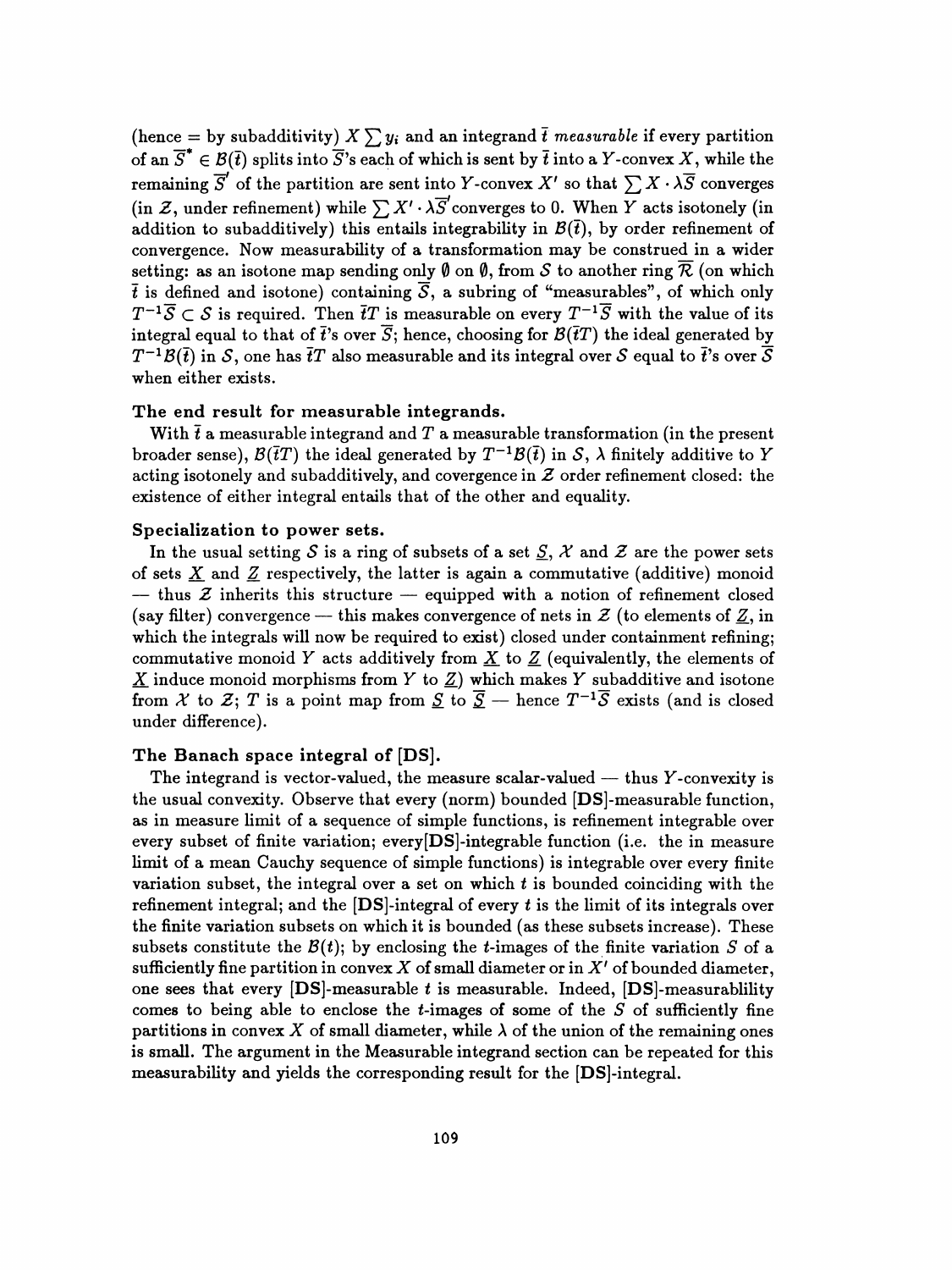(hence = by subadditivity) $X \sum y_i$ and an integrand $\bar{t}$ *measurable* if every partition of an $\overline{S}^* \in \mathcal{B}(\bar{t})$ splits into $\overline{S}$'s each of which is sent by $\bar{t}$ into a $Y$-convex $X$, while the remaining $\overline{S}'$ of the partition are sent into $Y$-convex $X'$ so that $\sum X \cdot \lambda \overline{S}$ converges (in $\mathcal{Z}$, under refinement) while $\sum X' \cdot \lambda \overline{S}'$ converges to 0. When $Y$ acts isotonely (in addition to subadditively) this entails integrability in $\mathcal{B}(\bar{t})$, by order refinement of convergence. Now measurability of a transformation may be construed in a wider setting: as an isotone map sending only $\emptyset$ on $\emptyset$, from $\mathcal{S}$ to another ring $\overline{\mathcal{R}}$ (on which $\bar{t}$ is defined and isotone) containing $\overline{\mathcal{S}}$, a subring of "measurables", of which only $T^{-1}\overline{\mathcal{S}} \subset \mathcal{S}$ is required. Then $\bar{t}T$ is measurable on every $T^{-1}\overline{S}$ with the value of its integral equal to that of $\bar{t}$'s over $\overline{S}$; hence, choosing for $\mathcal{B}(\bar{t}T)$ the ideal generated by $T^{-1}\mathcal{B}(\bar{t})$ in $\mathcal{S}$, one has $\bar{t}T$ also measurable and its integral over $\mathcal{S}$ equal to $\bar{t}$'s over $\overline{\mathcal{S}}$ when either exists.

### The end result for measurable integrands.

With $\bar{t}$ a measurable integrand and $T$ a measurable transformation (in the present broader sense), $\mathcal{B}(\bar{t}T)$ the ideal generated by $T^{-1}\mathcal{B}(\bar{t})$ in $\mathcal{S}$, $\lambda$ finitely additive to $Y$ acting isotonely and subadditively, and covergence in $\mathcal{Z}$ order refinement closed: the existence of either integral entails that of the other and equality.

### Specialization to power sets.

In the usual setting $\mathcal{S}$ is a ring of subsets of a set $\underline{S}$, $\mathcal{X}$ and $\mathcal{Z}$ are the power sets of sets $\underline{X}$ and $\underline{Z}$ respectively, the latter is again a commutative (additive) monoid — thus $\mathcal{Z}$ inherits this structure — equipped with a notion of refinement closed (say filter) convergence — this makes convergence of nets in $\mathcal{Z}$ (to elements of $\underline{Z}$, in which the integrals will now be required to exist) closed under containment refining; commutative monoid $Y$ acts additively from $\underline{X}$ to $\underline{Z}$ (equivalently, the elements of $\underline{X}$ induce monoid morphisms from $Y$ to $\underline{Z}$) which makes $Y$ subadditive and isotone from $\mathcal{X}$ to $\mathcal{Z}$; $T$ is a point map from $\underline{S}$ to $\overline{\underline{S}}$ — hence $T^{-1}\overline{\mathcal{S}}$ exists (and is closed under difference).

### The Banach space integral of [DS].

The integrand is vector-valued, the measure scalar-valued — thus $Y$-convexity is the usual convexity. Observe that every (norm) bounded **[DS]**-measurable function, as in measure limit of a sequence of simple functions, is refinement integrable over every subset of finite variation; every**[DS]**-integrable function (i.e. the in measure limit of a mean Cauchy sequence of simple functions) is integrable over every finite variation subset, the integral over a set on which $t$ is bounded coinciding with the refinement integral; and the **[DS]**-integral of every $t$ is the limit of its integrals over the finite variation subsets on which it is bounded (as these subsets increase). These subsets constitute the $\mathcal{B}(t)$; by enclosing the $t$-images of the finite variation $S$ of a sufficiently fine partition in convex $X$ of small diameter or in $X'$ of bounded diameter, one sees that every **[DS]**-measurable $t$ is measurable. Indeed, **[DS]**-measurablility comes to being able to enclose the $t$-images of some of the $S$ of sufficiently fine partitions in convex $X$ of small diameter, while $\lambda$ of the union of the remaining ones is small. The argument in the Measurable integrand section can be repeated for this measurability and yields the corresponding result for the **[DS]**-integral.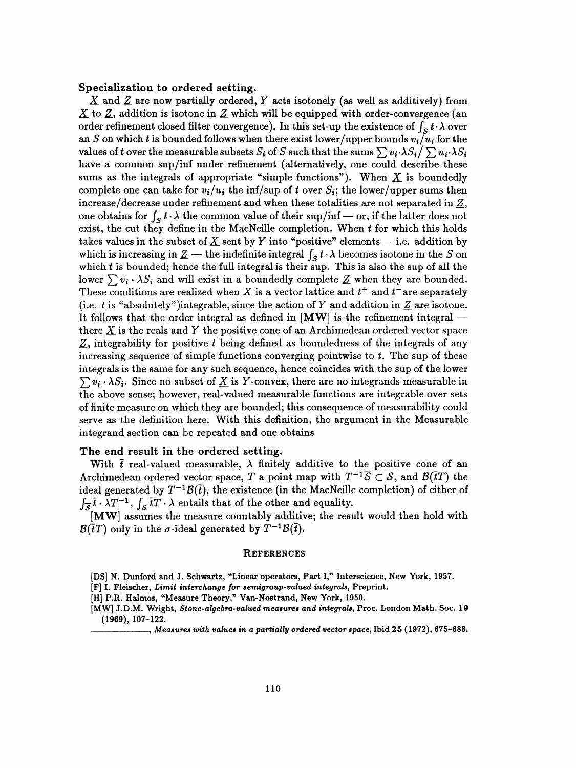### Specialization to ordered setting.

$\underline{X}$ and $\underline{Z}$ are now partially ordered, $Y$ acts isotonely (as well as additively) from $\underline{X}$ to $\underline{Z}$, addition is isotone in $\underline{Z}$ which will be equipped with order-convergence (an order refinement closed filter convergence). In this set-up the existence of $\int_S t \cdot \lambda$ over an $S$ on which $t$ is bounded follows when there exist lower/upper bounds $v_i/u_i$ for the values of $t$ over the measurable subsets $S_i$ of $S$ such that the sums $\sum v_i \cdot \lambda S_i / \sum u_i \cdot \lambda S_i$ have a common sup/inf under refinement (alternatively, one could describe these sums as the integrals of appropriate "simple functions"). When $\underline{X}$ is boundedly complete one can take for $v_i/u_i$ the inf/sup of $t$ over $S_i$; the lower/upper sums then increase/decrease under refinement and when these totalities are not separated in $\underline{Z}$, one obtains for $\int_S t \cdot \lambda$ the common value of their sup/inf — or, if the latter does not exist, the cut they define in the MacNeille completion. When $t$ for which this holds takes values in the subset of $\underline{X}$ sent by $Y$ into "positive" elements — i.e. addition by which is increasing in $\underline{Z}$ — the indefinite integral $\int_S t \cdot \lambda$ becomes isotone in the $S$ on which $t$ is bounded; hence the full integral is their sup. This is also the sup of all the lower $\sum v_i \cdot \lambda S_i$ and will exist in a boundedly complete $\underline{Z}$ when they are bounded. These conditions are realized when $X$ is a vector lattice and $t^+$ and $t^-$ are separately (i.e. $t$ is "absolutely")integrable, since the action of $Y$ and addition in $\underline{Z}$ are isotone. It follows that the order integral as defined in **[MW]** is the refinement integral — there $\underline{X}$ is the reals and $Y$ the positive cone of an Archimedean ordered vector space $\underline{Z}$, integrability for positive $t$ being defined as boundedness of the integrals of any increasing sequence of simple functions converging pointwise to $t$. The sup of these integrals is the same for any such sequence, hence coincides with the sup of the lower $\sum v_i \cdot \lambda S_i$. Since no subset of $\underline{X}$ is $Y$-convex, there are no integrands measurable in the above sense; however, real-valued measurable functions are integrable over sets of finite measure on which they are bounded; this consequence of measurability could serve as the definition here. With this definition, the argument in the Measurable integrand section can be repeated and one obtains

### The end result in the ordered setting.

With $\bar{t}$ real-valued measurable, $\lambda$ finitely additive to the positive cone of an Archimedean ordered vector space, $T$ a point map with $T^{-1}\bar{\mathcal{S}} \subset \mathcal{S}$, and $\mathcal{B}(\bar{t}T)$ the ideal generated by $T^{-1}\mathcal{B}(\bar{t})$, the existence (in the MacNeille completion) of either of $\int_{\bar{S}} \bar{t} \cdot \lambda T^{-1}$, $\int_S \bar{t}T \cdot \lambda$ entails that of the other and equality.

**[MW]** assumes the measure countably additive; the result would then hold with $\mathcal{B}(\bar{t}T)$ only in the $\sigma$-ideal generated by $T^{-1}\mathcal{B}(\bar{t})$.

## REFERENCES

[DS] N. Dunford and J. Schwartz, "Linear operators, Part I," Interscience, New York, 1957.

[F] I. Fleischer, *Limit interchange for semigroup-valued integrals*, Preprint.

[H] P.R. Halmos, "Measure Theory," Van-Nostrand, New York, 1950.

[MW] J.D.M. Wright, *Stone-algebra-valued measures and integrals*, Proc. London Math. Soc. **19** (1969), 107–122.

———, *Measures with values in a partially ordered vector space*, Ibid **25** (1972), 675–688.